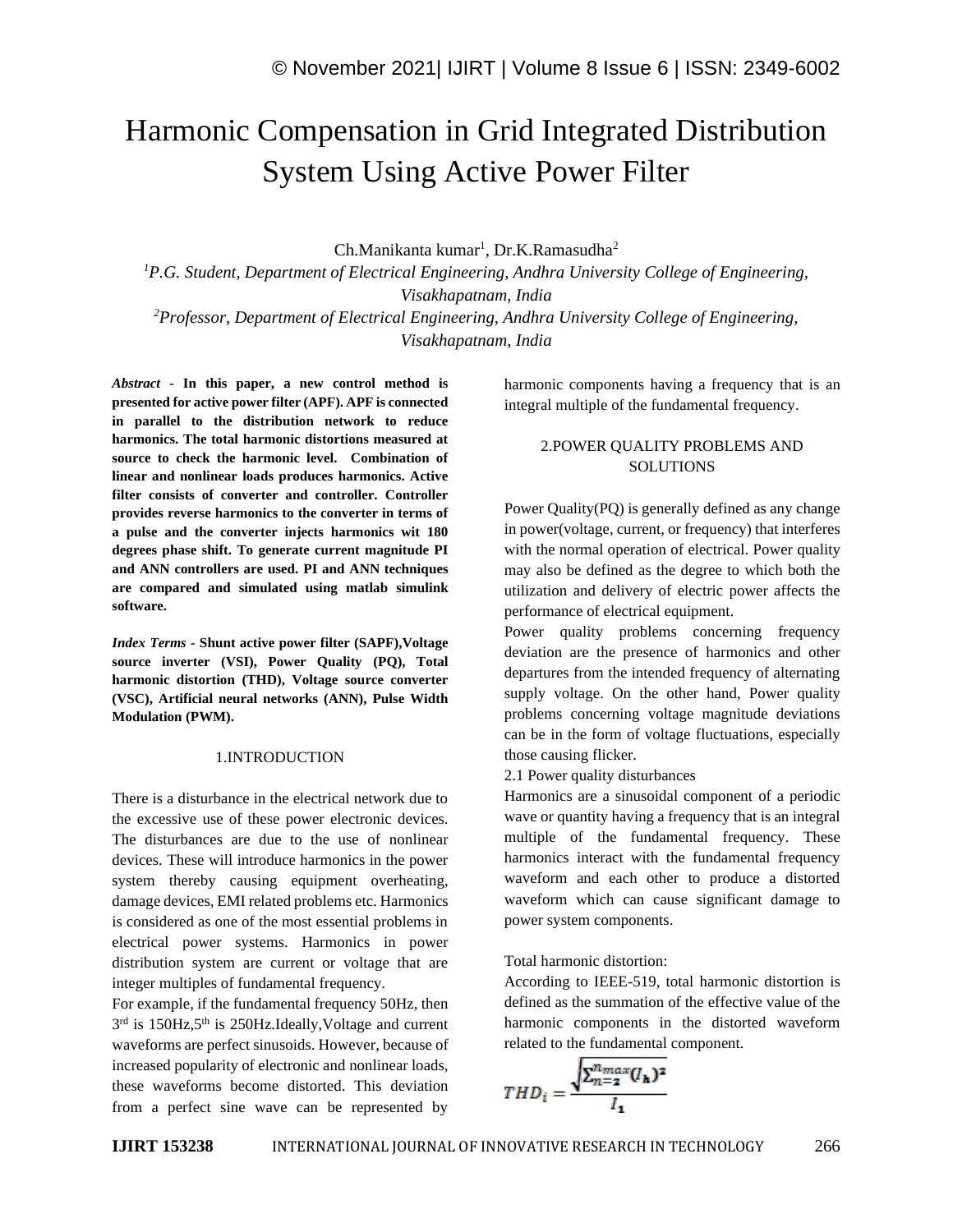# Harmonic Compensation in Grid Integrated Distribution System Using Active Power Filter

Ch.Manikanta kumar[1], Dr.K.Ramasudha[2]

[1]*P.G. Student, Department of Electrical Engineering, Andhra University College of Engineering, Visakhapatnam, India*

[2]*Professor, Department of Electrical Engineering, Andhra University College of Engineering, Visakhapatnam, India*

***Abstract* - In this paper, a new control method is presented for active power filter (APF). APF is connected in parallel to the distribution network to reduce harmonics. The total harmonic distortions measured at source to check the harmonic level. Combination of linear and nonlinear loads produces harmonics. Active filter consists of converter and controller. Controller provides reverse harmonics to the converter in terms of a pulse and the converter injects harmonics wit 180 degrees phase shift. To generate current magnitude PI and ANN controllers are used. PI and ANN techniques are compared and simulated using matlab simulink software.**

***Index Terms* - Shunt active power filter (SAPF),Voltage source inverter (VSI), Power Quality (PQ), Total harmonic distortion (THD), Voltage source converter (VSC), Artificial neural networks (ANN), Pulse Width Modulation (PWM).**

## 1.INTRODUCTION

There is a disturbance in the electrical network due to the excessive use of these power electronic devices. The disturbances are due to the use of nonlinear devices. These will introduce harmonics in the power system thereby causing equipment overheating, damage devices, EMI related problems etc. Harmonics is considered as one of the most essential problems in electrical power systems. Harmonics in power distribution system are current or voltage that are integer multiples of fundamental frequency.

For example, if the fundamental frequency 50Hz, then $3^{rd}$ is 150Hz,$5^{th}$ is 250Hz.Ideally,Voltage and current waveforms are perfect sinusoids. However, because of increased popularity of electronic and nonlinear loads, these waveforms become distorted. This deviation from a perfect sine wave can be represented by harmonic components having a frequency that is an integral multiple of the fundamental frequency.

## 2.POWER QUALITY PROBLEMS AND SOLUTIONS

Power Quality(PQ) is generally defined as any change in power(voltage, current, or frequency) that interferes with the normal operation of electrical. Power quality may also be defined as the degree to which both the utilization and delivery of electric power affects the performance of electrical equipment.

Power quality problems concerning frequency deviation are the presence of harmonics and other departures from the intended frequency of alternating supply voltage. On the other hand, Power quality problems concerning voltage magnitude deviations can be in the form of voltage fluctuations, especially those causing flicker.

2.1 Power quality disturbances

Harmonics are a sinusoidal component of a periodic wave or quantity having a frequency that is an integral multiple of the fundamental frequency. These harmonics interact with the fundamental frequency waveform and each other to produce a distorted waveform which can cause significant damage to power system components.

Total harmonic distortion:

According to IEEE-519, total harmonic distortion is defined as the summation of the effective value of the harmonic components in the distorted waveform related to the fundamental component.

$$THD_i = \frac{\sqrt{\sum_{n=2}^{n_{max}} (I_h)^2}}{I_1}$$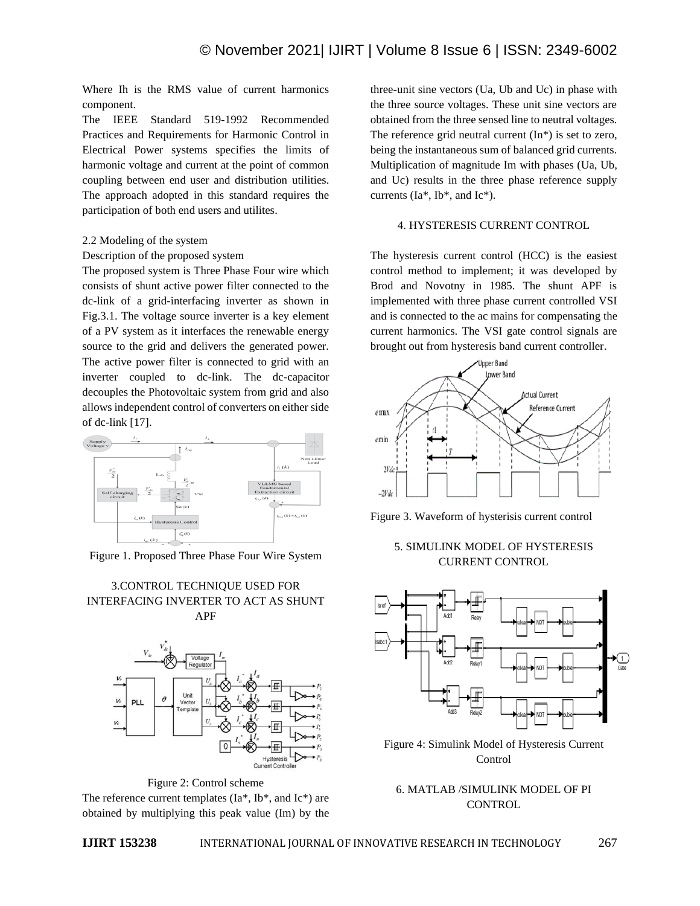Where Ih is the RMS value of current harmonics component.

The IEEE Standard 519-1992 Recommended Practices and Requirements for Harmonic Control in Electrical Power systems specifies the limits of harmonic voltage and current at the point of common coupling between end user and distribution utilities. The approach adopted in this standard requires the participation of both end users and utilites.

2.2 Modeling of the system

Description of the proposed system

The proposed system is Three Phase Four wire which consists of shunt active power filter connected to the dc-link of a grid-interfacing inverter as shown in Fig.3.1. The voltage source inverter is a key element of a PV system as it interfaces the renewable energy source to the grid and delivers the generated power. The active power filter is connected to grid with an inverter coupled to dc-link. The dc-capacitor decouples the Photovoltaic system from grid and also allows independent control of converters on either side of dc-link [17].

Figure 1. Proposed Three Phase Four Wire System

## 3.CONTROL TECHNIQUE USED FOR INTERFACING INVERTER TO ACT AS SHUNT APF

Figure 2: Control scheme

The reference current templates (Ia*, Ib*, and Ic*) are obtained by multiplying this peak value (Im) by the three-unit sine vectors (Ua, Ub and Uc) in phase with the three source voltages. These unit sine vectors are obtained from the three sensed line to neutral voltages. The reference grid neutral current (In*) is set to zero, being the instantaneous sum of balanced grid currents. Multiplication of magnitude Im with phases (Ua, Ub, and Uc) results in the three phase reference supply currents (Ia*, Ib*, and Ic*).

## 4. HYSTERESIS CURRENT CONTROL

The hysteresis current control (HCC) is the easiest control method to implement; it was developed by Brod and Novotny in 1985. The shunt APF is implemented with three phase current controlled VSI and is connected to the ac mains for compensating the current harmonics. The VSI gate control signals are brought out from hysteresis band current controller.

Figure 3. Waveform of hysterisis current control

## 5. SIMULINK MODEL OF HYSTERESIS CURRENT CONTROL

Figure 4: Simulink Model of Hysteresis Current Control

## 6. MATLAB /SIMULINK MODEL OF PI CONTROL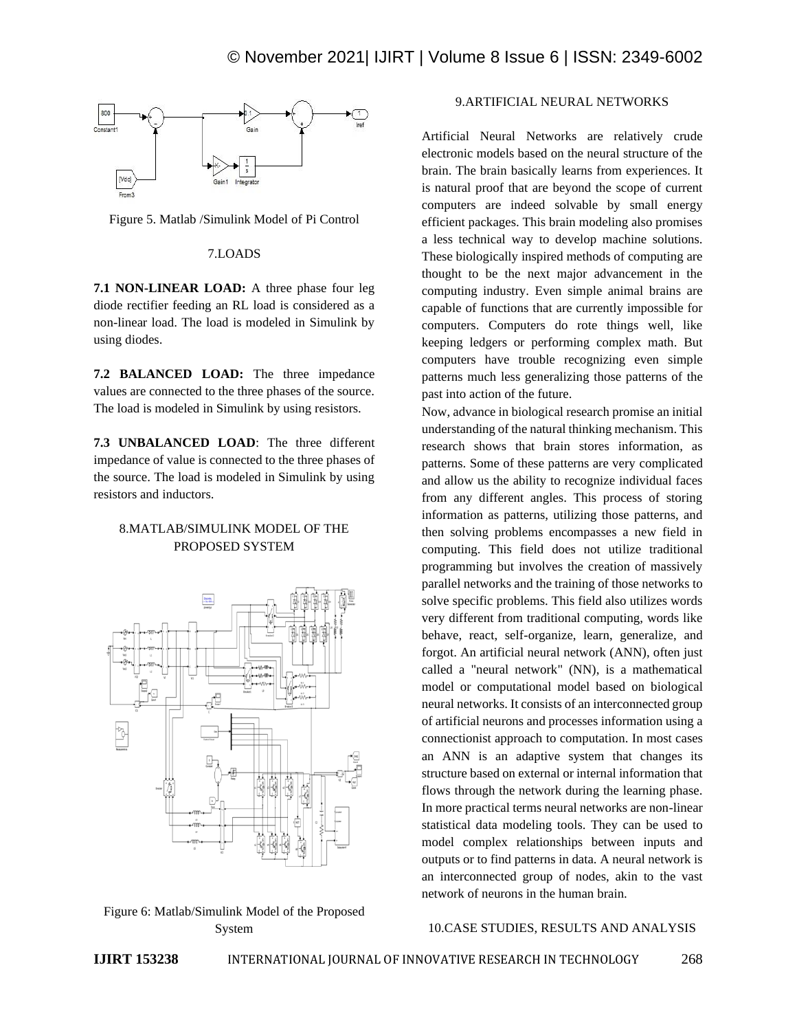Figure 5. Matlab /Simulink Model of Pi Control

## 7.LOADS

**7.1 NON-LINEAR LOAD:** A three phase four leg diode rectifier feeding an RL load is considered as a non-linear load. The load is modeled in Simulink by using diodes.

**7.2 BALANCED LOAD:** The three impedance values are connected to the three phases of the source. The load is modeled in Simulink by using resistors.

**7.3 UNBALANCED LOAD**: The three different impedance of value is connected to the three phases of the source. The load is modeled in Simulink by using resistors and inductors.

## 8.MATLAB/SIMULINK MODEL OF THE PROPOSED SYSTEM

Figure 6: Matlab/Simulink Model of the Proposed System

## 9.ARTIFICIAL NEURAL NETWORKS

Artificial Neural Networks are relatively crude electronic models based on the neural structure of the brain. The brain basically learns from experiences. It is natural proof that are beyond the scope of current computers are indeed solvable by small energy efficient packages. This brain modeling also promises a less technical way to develop machine solutions. These biologically inspired methods of computing are thought to be the next major advancement in the computing industry. Even simple animal brains are capable of functions that are currently impossible for computers. Computers do rote things well, like keeping ledgers or performing complex math. But computers have trouble recognizing even simple patterns much less generalizing those patterns of the past into action of the future.

Now, advance in biological research promise an initial understanding of the natural thinking mechanism. This research shows that brain stores information, as patterns. Some of these patterns are very complicated and allow us the ability to recognize individual faces from any different angles. This process of storing information as patterns, utilizing those patterns, and then solving problems encompasses a new field in computing. This field does not utilize traditional programming but involves the creation of massively parallel networks and the training of those networks to solve specific problems. This field also utilizes words very different from traditional computing, words like behave, react, self-organize, learn, generalize, and forgot. An artificial neural network (ANN), often just called a "neural network" (NN), is a mathematical model or computational model based on biological neural networks. It consists of an interconnected group of artificial neurons and processes information using a connectionist approach to computation. In most cases an ANN is an adaptive system that changes its structure based on external or internal information that flows through the network during the learning phase. In more practical terms neural networks are non-linear statistical data modeling tools. They can be used to model complex relationships between inputs and outputs or to find patterns in data. A neural network is an interconnected group of nodes, akin to the vast network of neurons in the human brain.

## 10.CASE STUDIES, RESULTS AND ANALYSIS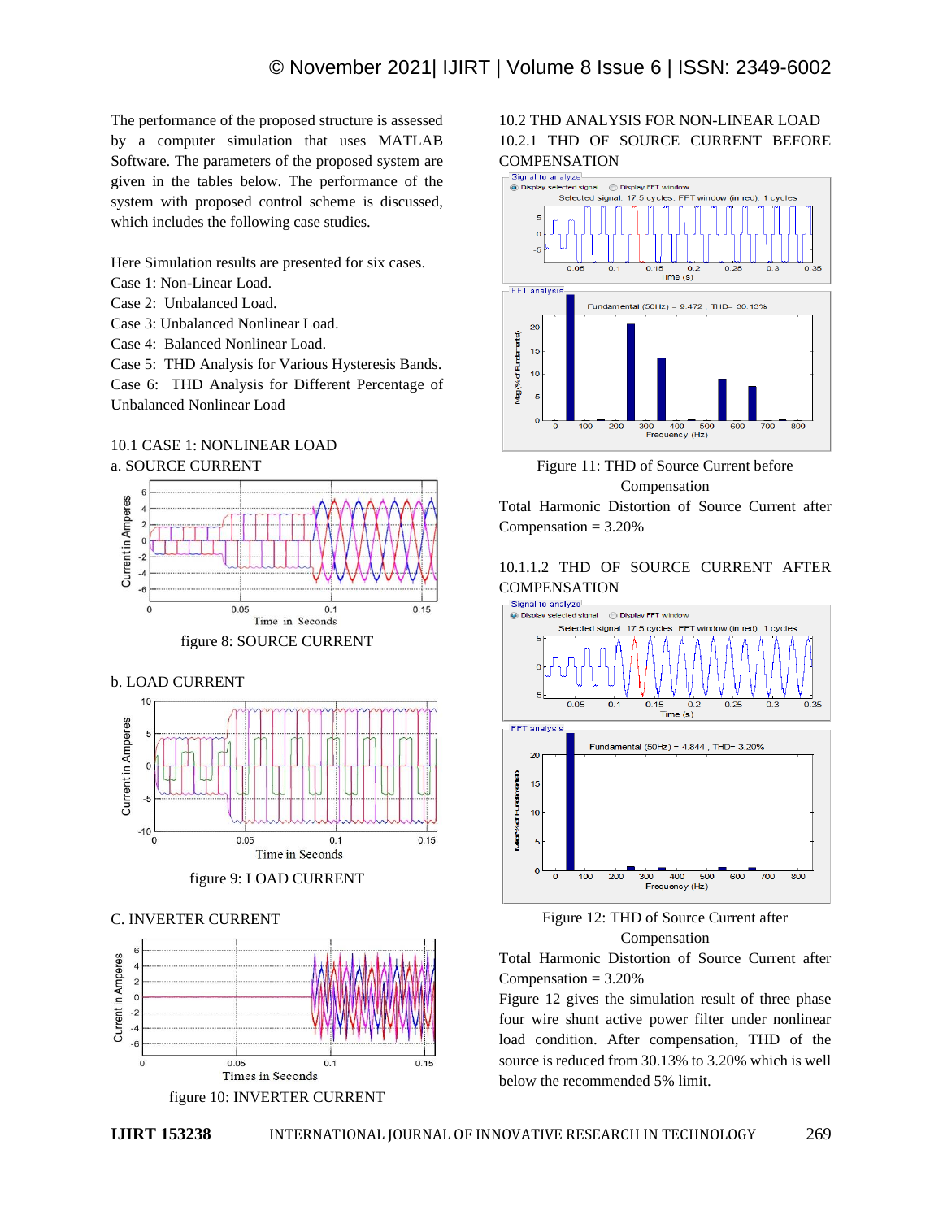The performance of the proposed structure is assessed by a computer simulation that uses MATLAB Software. The parameters of the proposed system are given in the tables below. The performance of the system with proposed control scheme is discussed, which includes the following case studies.

Here Simulation results are presented for six cases.
Case 1: Non-Linear Load.
Case 2: Unbalanced Load.
Case 3: Unbalanced Nonlinear Load.
Case 4: Balanced Nonlinear Load.
Case 5: THD Analysis for Various Hysteresis Bands.
Case 6: THD Analysis for Different Percentage of Unbalanced Nonlinear Load

### 10.1 CASE 1: NONLINEAR LOAD

a. SOURCE CURRENT

figure 8: SOURCE CURRENT

b. LOAD CURRENT

figure 9: LOAD CURRENT

C. INVERTER CURRENT

figure 10: INVERTER CURRENT

### 10.2 THD ANALYSIS FOR NON-LINEAR LOAD

#### 10.2.1 THD OF SOURCE CURRENT BEFORE COMPENSATION

Figure 11: THD of Source Current before Compensation

Total Harmonic Distortion of Source Current after Compensation = 3.20%

#### 10.1.1.2 THD OF SOURCE CURRENT AFTER COMPENSATION

Figure 12: THD of Source Current after Compensation

Total Harmonic Distortion of Source Current after Compensation = 3.20%

Figure 12 gives the simulation result of three phase four wire shunt active power filter under nonlinear load condition. After compensation, THD of the source is reduced from 30.13% to 3.20% which is well below the recommended 5% limit.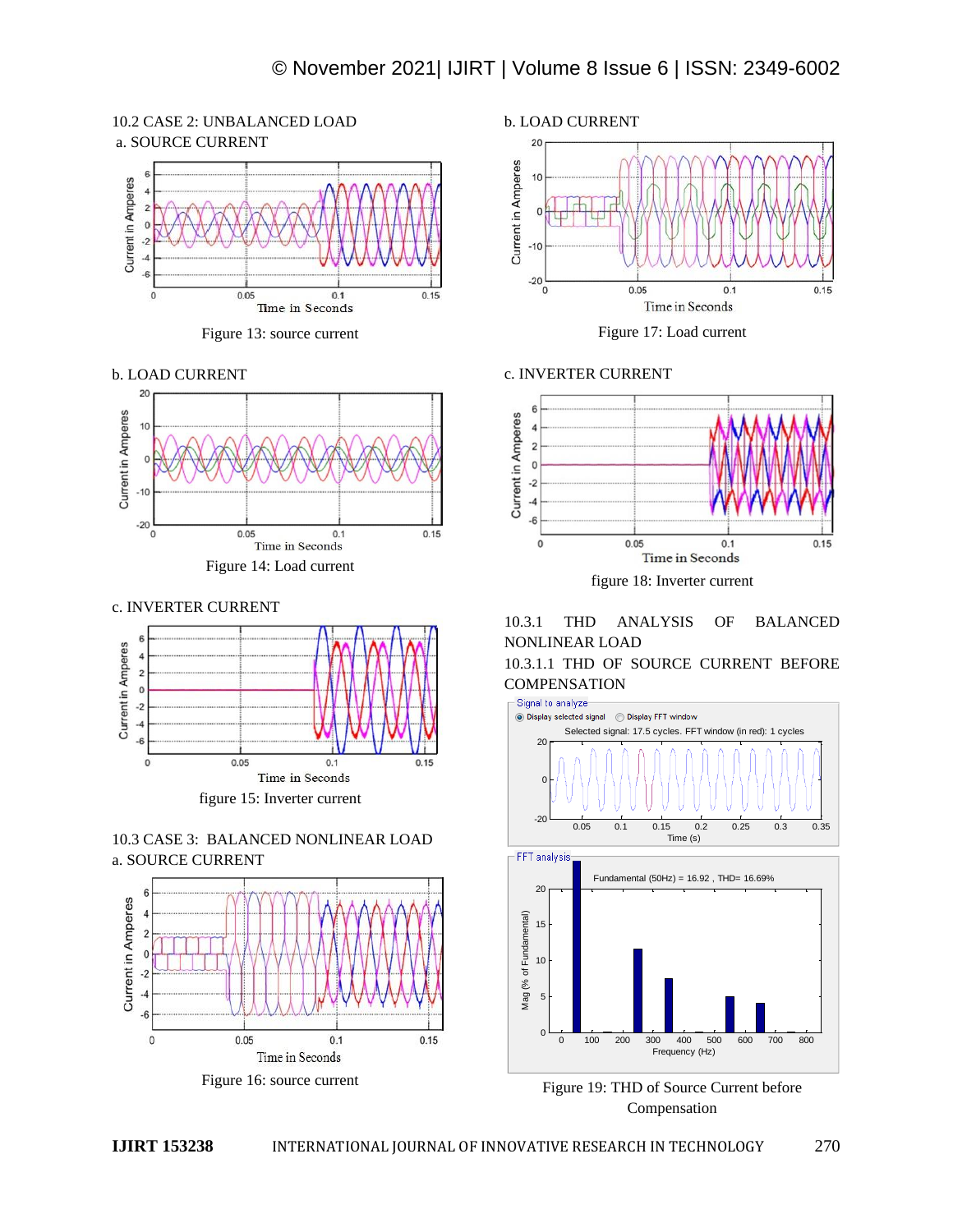10.2 CASE 2: UNBALANCED LOAD

a. SOURCE CURRENT

Figure 13: source current

b. LOAD CURRENT

Figure 14: Load current

c. INVERTER CURRENT

figure 15: Inverter current

10.3 CASE 3: BALANCED NONLINEAR LOAD

a. SOURCE CURRENT

Figure 16: source current

b. LOAD CURRENT

Figure 17: Load current

c. INVERTER CURRENT

figure 18: Inverter current

10.3.1 THD ANALYSIS OF BALANCED NONLINEAR LOAD

10.3.1.1 THD OF SOURCE CURRENT BEFORE COMPENSATION

Figure 19: THD of Source Current before Compensation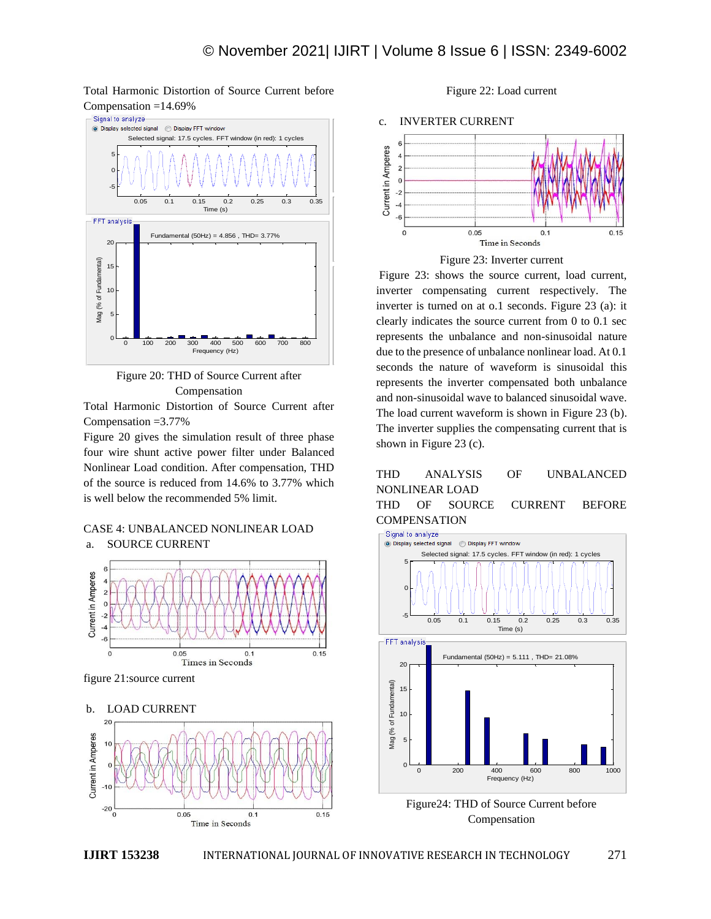Total Harmonic Distortion of Source Current before Compensation =14.69%

Figure 20: THD of Source Current after Compensation

Total Harmonic Distortion of Source Current after Compensation =3.77%

Figure 20 gives the simulation result of three phase four wire shunt active power filter under Balanced Nonlinear Load condition. After compensation, THD of the source is reduced from 14.6% to 3.77% which is well below the recommended 5% limit.

CASE 4: UNBALANCED NONLINEAR LOAD

a. SOURCE CURRENT

figure 21:source current

b. LOAD CURRENT

Figure 22: Load current

c. INVERTER CURRENT

Figure 23: Inverter current

Figure 23: shows the source current, load current, inverter compensating current respectively. The inverter is turned on at o.1 seconds. Figure 23 (a): it clearly indicates the source current from 0 to 0.1 sec represents the unbalance and non-sinusoidal nature due to the presence of unbalance nonlinear load. At 0.1 seconds the nature of waveform is sinusoidal this represents the inverter compensated both unbalance and non-sinusoidal wave to balanced sinusoidal wave. The load current waveform is shown in Figure 23 (b). The inverter supplies the compensating current that is shown in Figure 23 (c).

THD ANALYSIS OF UNBALANCED NONLINEAR LOAD

THD OF SOURCE CURRENT BEFORE COMPENSATION

Figure24: THD of Source Current before Compensation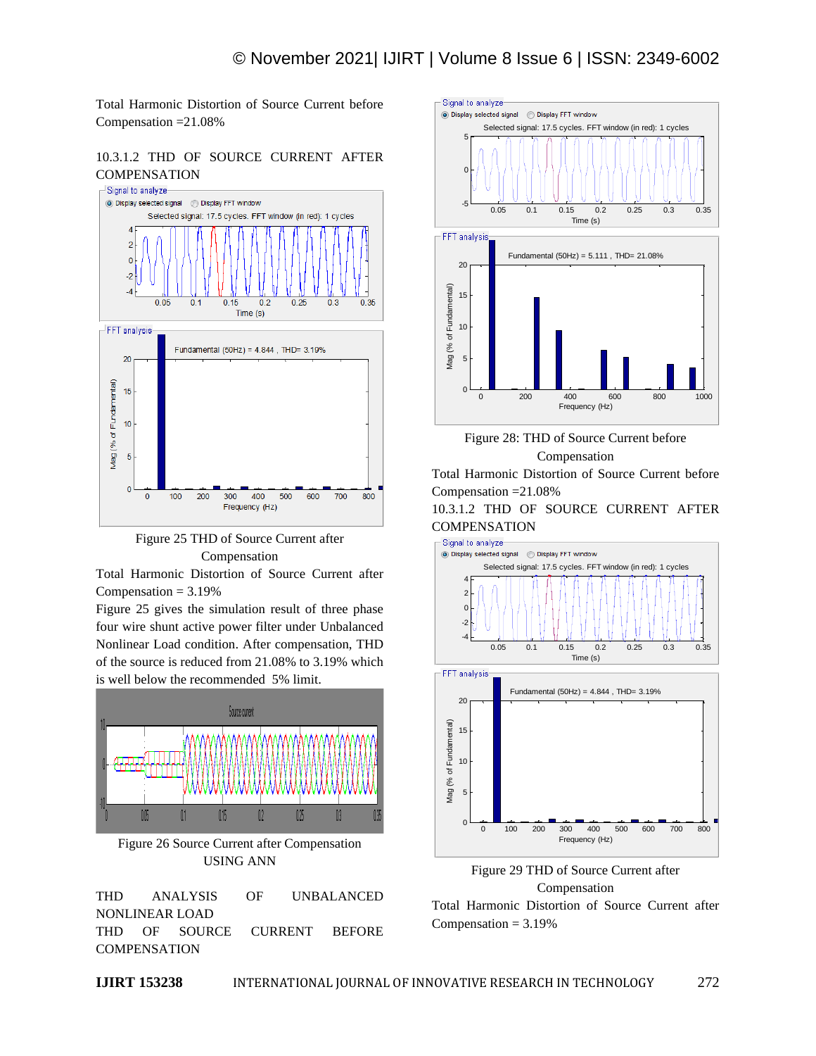Total Harmonic Distortion of Source Current before Compensation =21.08%

#### 10.3.1.2 THD OF SOURCE CURRENT AFTER COMPENSATION

Figure 25 THD of Source Current after Compensation

Total Harmonic Distortion of Source Current after Compensation = 3.19%

Figure 25 gives the simulation result of three phase four wire shunt active power filter under Unbalanced Nonlinear Load condition. After compensation, THD of the source is reduced from 21.08% to 3.19% which is well below the recommended 5% limit.

Figure 26 Source Current after Compensation USING ANN

### THD ANALYSIS OF UNBALANCED NONLINEAR LOAD

#### THD OF SOURCE CURRENT BEFORE COMPENSATION

Figure 28: THD of Source Current before Compensation

Total Harmonic Distortion of Source Current before Compensation =21.08%

#### 10.3.1.2 THD OF SOURCE CURRENT AFTER COMPENSATION

Figure 29 THD of Source Current after Compensation

Total Harmonic Distortion of Source Current after Compensation = 3.19%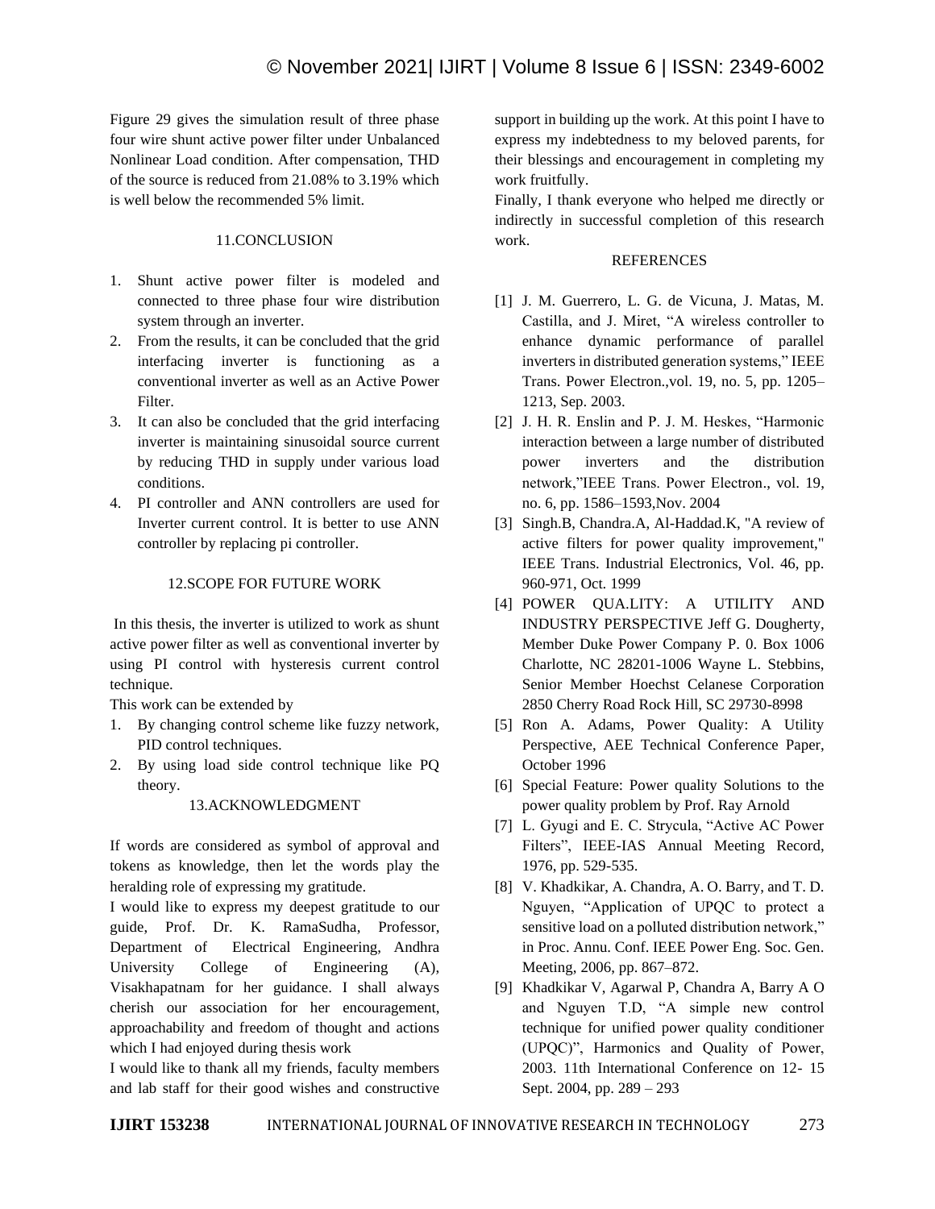Figure 29 gives the simulation result of three phase four wire shunt active power filter under Unbalanced Nonlinear Load condition. After compensation, THD of the source is reduced from 21.08% to 3.19% which is well below the recommended 5% limit.

## 11.CONCLUSION

1. Shunt active power filter is modeled and connected to three phase four wire distribution system through an inverter.
2. From the results, it can be concluded that the grid interfacing inverter is functioning as a conventional inverter as well as an Active Power Filter.
3. It can also be concluded that the grid interfacing inverter is maintaining sinusoidal source current by reducing THD in supply under various load conditions.
4. PI controller and ANN controllers are used for Inverter current control. It is better to use ANN controller by replacing pi controller.

## 12.SCOPE FOR FUTURE WORK

In this thesis, the inverter is utilized to work as shunt active power filter as well as conventional inverter by using PI control with hysteresis current control technique.

This work can be extended by

1. By changing control scheme like fuzzy network, PID control techniques.
2. By using load side control technique like PQ theory.

## 13.ACKNOWLEDGMENT

If words are considered as symbol of approval and tokens as knowledge, then let the words play the heralding role of expressing my gratitude.

I would like to express my deepest gratitude to our guide, Prof. Dr. K. RamaSudha, Professor, Department of Electrical Engineering, Andhra University College of Engineering (A), Visakhapatnam for her guidance. I shall always cherish our association for her encouragement, approachability and freedom of thought and actions which I had enjoyed during thesis work

I would like to thank all my friends, faculty members and lab staff for their good wishes and constructive support in building up the work. At this point I have to express my indebtedness to my beloved parents, for their blessings and encouragement in completing my work fruitfully.

Finally, I thank everyone who helped me directly or indirectly in successful completion of this research work.

## REFERENCES

[1] J. M. Guerrero, L. G. de Vicuna, J. Matas, M. Castilla, and J. Miret, "A wireless controller to enhance dynamic performance of parallel inverters in distributed generation systems," IEEE Trans. Power Electron.,vol. 19, no. 5, pp. 1205–1213, Sep. 2003.

[2] J. H. R. Enslin and P. J. M. Heskes, "Harmonic interaction between a large number of distributed power inverters and the distribution network,"IEEE Trans. Power Electron., vol. 19, no. 6, pp. 1586–1593,Nov. 2004

[3] Singh.B, Chandra.A, Al-Haddad.K, "A review of active filters for power quality improvement," IEEE Trans. Industrial Electronics, Vol. 46, pp. 960-971, Oct. 1999

[4] POWER QUA.LITY: A UTILITY AND INDUSTRY PERSPECTIVE Jeff G. Dougherty, Member Duke Power Company P. 0. Box 1006 Charlotte, NC 28201-1006 Wayne L. Stebbins, Senior Member Hoechst Celanese Corporation 2850 Cherry Road Rock Hill, SC 29730-8998

[5] Ron A. Adams, Power Quality: A Utility Perspective, AEE Technical Conference Paper, October 1996

[6] Special Feature: Power quality Solutions to the power quality problem by Prof. Ray Arnold

[7] L. Gyugi and E. C. Strycula, "Active AC Power Filters", IEEE-IAS Annual Meeting Record, 1976, pp. 529-535.

[8] V. Khadkikar, A. Chandra, A. O. Barry, and T. D. Nguyen, "Application of UPQC to protect a sensitive load on a polluted distribution network," in Proc. Annu. Conf. IEEE Power Eng. Soc. Gen. Meeting, 2006, pp. 867–872.

[9] Khadkikar V, Agarwal P, Chandra A, Barry A O and Nguyen T.D, "A simple new control technique for unified power quality conditioner (UPQC)", Harmonics and Quality of Power, 2003. 11th International Conference on 12- 15 Sept. 2004, pp. 289 – 293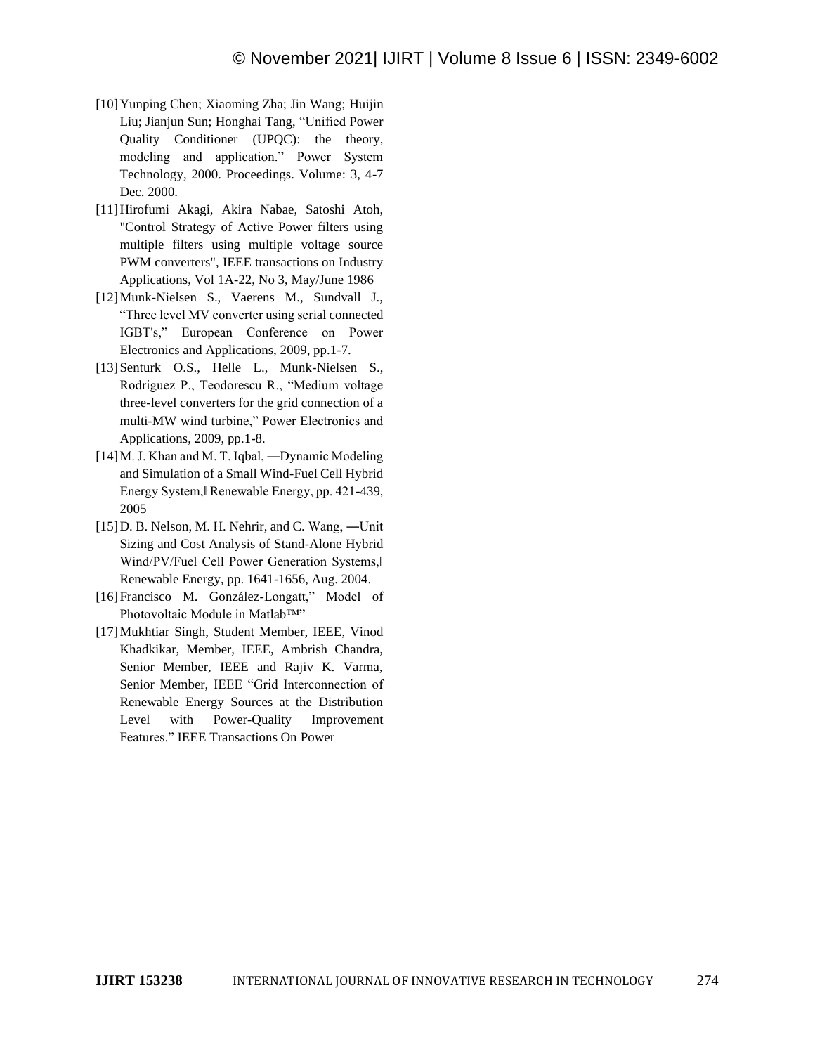[10] Yunping Chen; Xiaoming Zha; Jin Wang; Huijin Liu; Jianjun Sun; Honghai Tang, "Unified Power Quality Conditioner (UPQC): the theory, modeling and application." Power System Technology, 2000. Proceedings. Volume: 3, 4-7 Dec. 2000.

[11] Hirofumi Akagi, Akira Nabae, Satoshi Atoh, "Control Strategy of Active Power filters using multiple filters using multiple voltage source PWM converters", IEEE transactions on Industry Applications, Vol 1A-22, No 3, May/June 1986

[12] Munk-Nielsen S., Vaerens M., Sundvall J., "Three level MV converter using serial connected IGBT's," European Conference on Power Electronics and Applications, 2009, pp.1-7.

[13] Senturk O.S., Helle L., Munk-Nielsen S., Rodriguez P., Teodorescu R., "Medium voltage three-level converters for the grid connection of a multi-MW wind turbine," Power Electronics and Applications, 2009, pp.1-8.

[14] M. J. Khan and M. T. Iqbal, ―Dynamic Modeling and Simulation of a Small Wind-Fuel Cell Hybrid Energy System,‖ Renewable Energy, pp. 421-439, 2005

[15] D. B. Nelson, M. H. Nehrir, and C. Wang, ―Unit Sizing and Cost Analysis of Stand-Alone Hybrid Wind/PV/Fuel Cell Power Generation Systems,‖ Renewable Energy, pp. 1641-1656, Aug. 2004.

[16] Francisco M. González-Longatt," Model of Photovoltaic Module in Matlab™"

[17] Mukhtiar Singh, Student Member, IEEE, Vinod Khadkikar, Member, IEEE, Ambrish Chandra, Senior Member, IEEE and Rajiv K. Varma, Senior Member, IEEE "Grid Interconnection of Renewable Energy Sources at the Distribution Level with Power-Quality Improvement Features." IEEE Transactions On Power